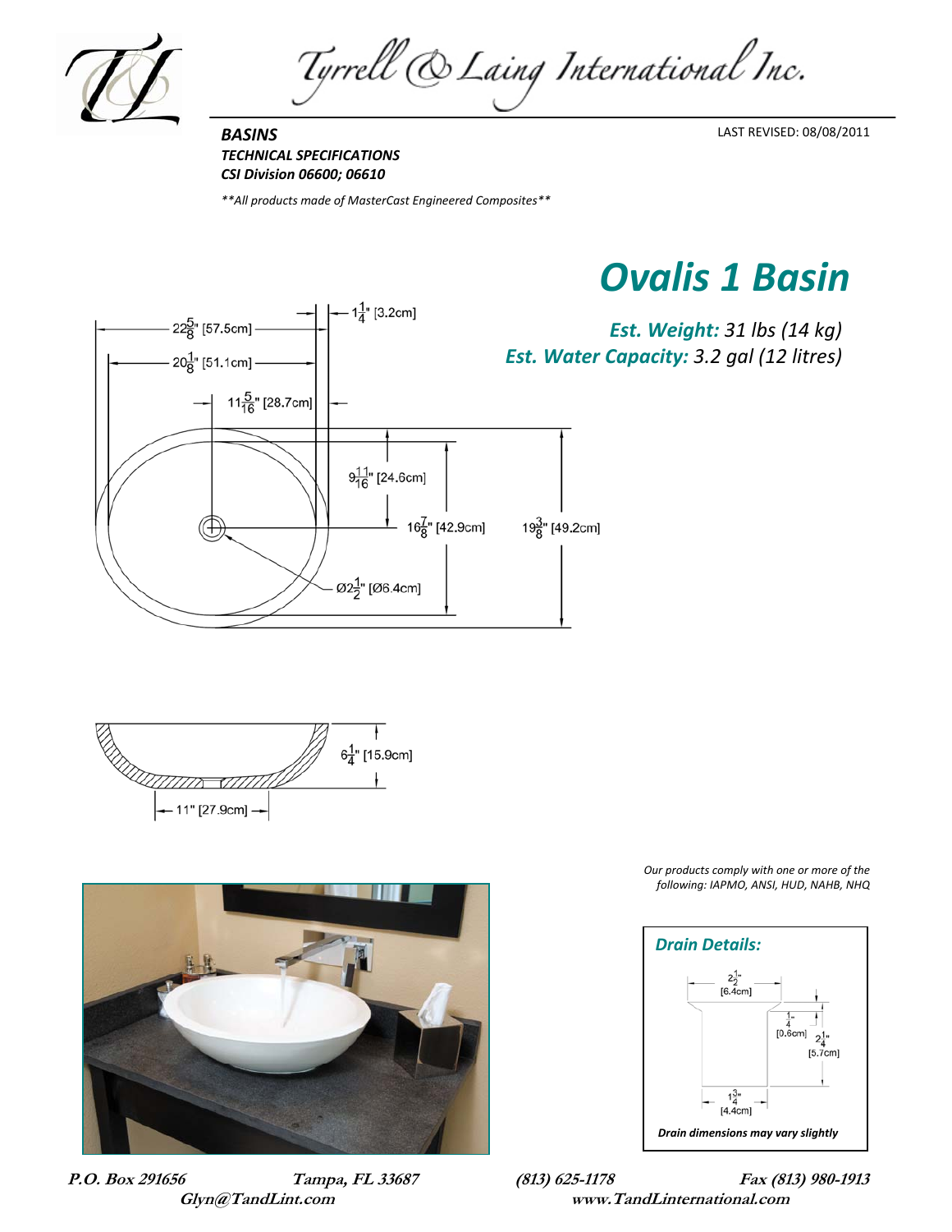Tyrrell & Laing International Inc.

***BASINS***
***TECHNICAL SPECIFICATIONS***
***CSI Division 06600; 06610***

LAST REVISED: 08/08/2011

*\*\*All products made of MasterCast Engineered Composites\*\**

# *Ovalis 1 Basin*

***Est. Weight:*** *31 lbs (14 kg)*
***Est. Water Capacity:*** *3.2 gal (12 litres)*

$22\frac{5}{8}$" [57.5cm]
$20\frac{1}{8}$" [51.1cm]
$1\frac{1}{4}$" [3.2cm]
$11\frac{5}{16}$" [28.7cm]
$9\frac{11}{16}$" [24.6cm]
$16\frac{7}{8}$" [42.9cm]
$19\frac{3}{8}$" [49.2cm]
Ø$2\frac{1}{2}$" [Ø6.4cm]

$6\frac{1}{4}$" [15.9cm]
11" [27.9cm]

*Our products comply with one or more of the following: IAPMO, ANSI, HUD, NAHB, NHQ*

***Drain Details:***

$2\frac{1}{2}$" [6.4cm]
$\frac{1}{4}$" [0.6cm]
$2\frac{1}{4}$" [5.7cm]
$1\frac{3}{4}$" [4.4cm]

***Drain dimensions may vary slightly***

**P.O. Box 291656 Tampa, FL 33687 (813) 625-1178 Fax (813) 980-1913**
**Glyn@TandLint.com www.TandLinternational.com**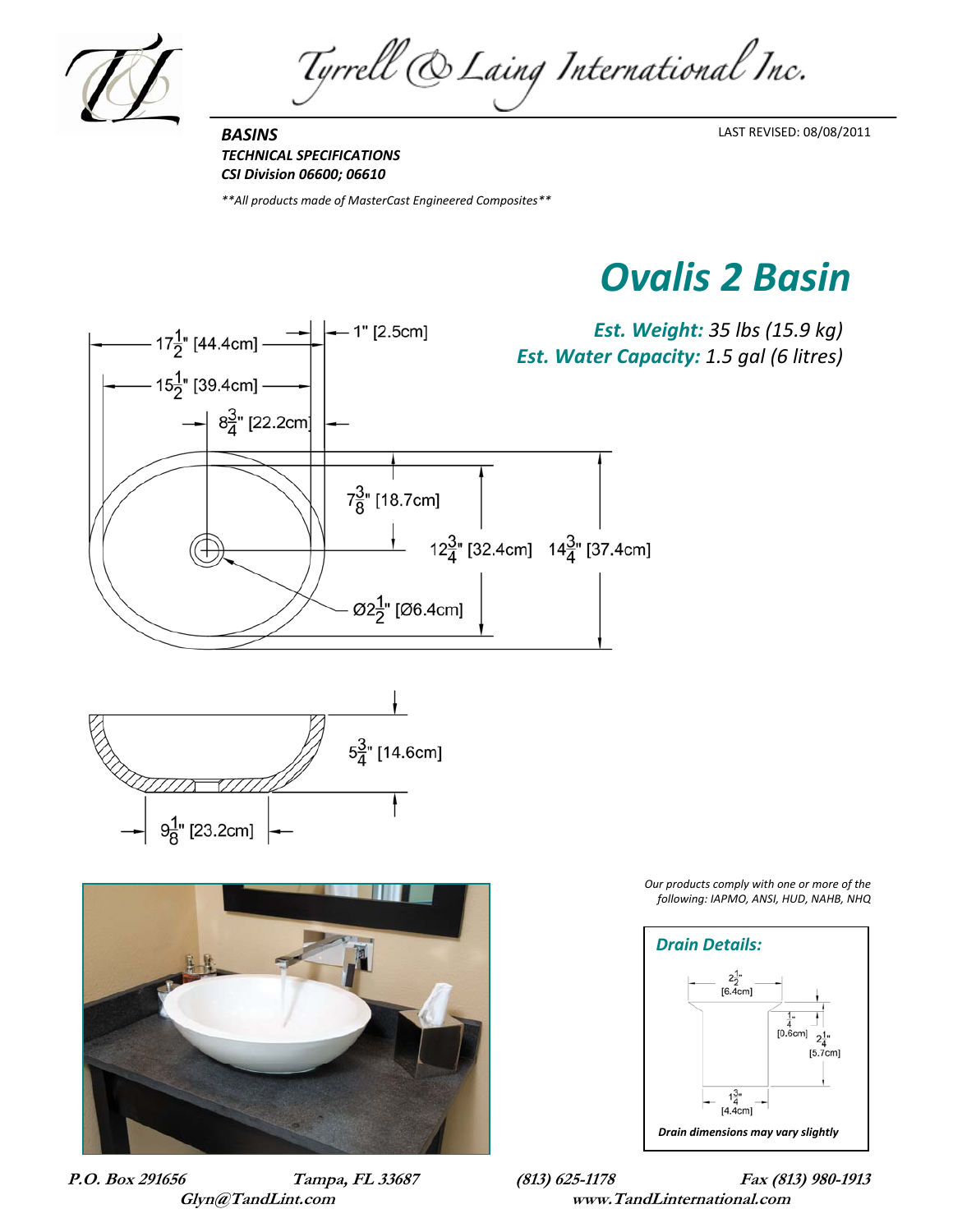Tyrrell & Laing International Inc.

***BASINS***
***TECHNICAL SPECIFICATIONS***
***CSI Division 06600; 06610***

LAST REVISED: 08/08/2011

*\*\*All products made of MasterCast Engineered Composites\*\**

# *Ovalis 2 Basin*

***Est. Weight:*** *35 lbs (15.9 kg)*
***Est. Water Capacity:*** *1.5 gal (6 litres)*

17½" [44.4cm]
1" [2.5cm]
15½" [39.4cm]
8¾" [22.2cm]
7⅜" [18.7cm]
12¾" [32.4cm]
14¾" [37.4cm]
Ø2½" [Ø6.4cm]
5¾" [14.6cm]
9⅛" [23.2cm]

*Our products comply with one or more of the following: IAPMO, ANSI, HUD, NAHB, NHQ*

***Drain Details:***

2½" [6.4cm]
¼" [0.6cm]
2¼" [5.7cm]
1¾" [4.4cm]

***Drain dimensions may vary slightly***

**P.O. Box 291656** **Tampa, FL 33687** **(813) 625-1178** **Fax (813) 980-1913**
**Glyn@TandLint.com** **www.TandLinternational.com**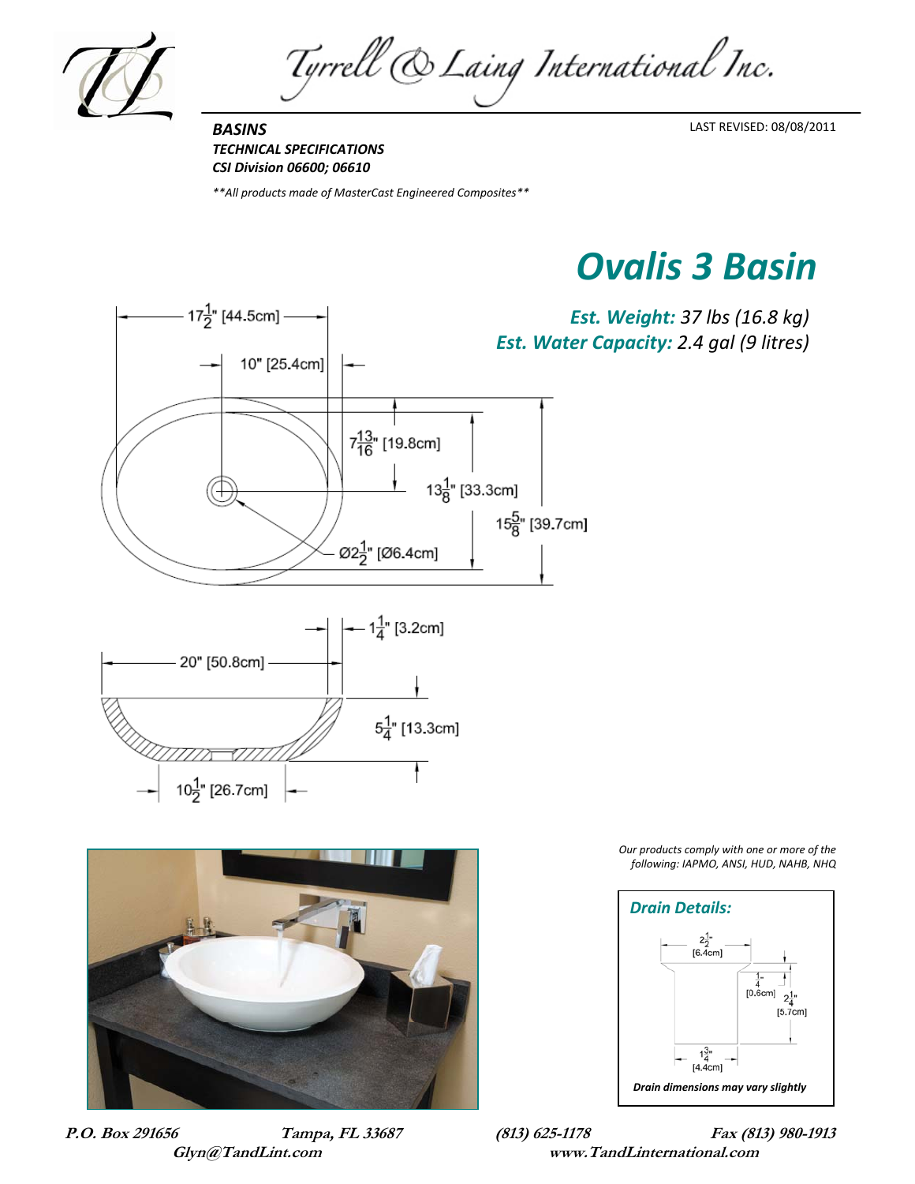Tyrrell & Laing International Inc.

***BASINS***
***TECHNICAL SPECIFICATIONS***
***CSI Division 06600; 06610***

LAST REVISED: 08/08/2011

*\*\*All products made of MasterCast Engineered Composites\*\**

# *Ovalis 3 Basin*

***Est. Weight:*** *37 lbs (16.8 kg)*
***Est. Water Capacity:*** *2.4 gal (9 litres)*

17½" [44.5cm]
10" [25.4cm]
7 13/16" [19.8cm]
13⅛" [33.3cm]
15⅝" [39.7cm]
Ø2½" [Ø6.4cm]

1¼" [3.2cm]
20" [50.8cm]
5¼" [13.3cm]
10½" [26.7cm]

*Our products comply with one or more of the following: IAPMO, ANSI, HUD, NAHB, NHQ*

***Drain Details:***

2½" [6.4cm]
¼" [0.6cm]
2¼" [5.7cm]
1¾" [4.4cm]

***Drain dimensions may vary slightly***

**P.O. Box 291656** **Tampa, FL 33687** **(813) 625-1178** **Fax (813) 980-1913**
**Glyn@TandLint.com** **www.TandLinternational.com**